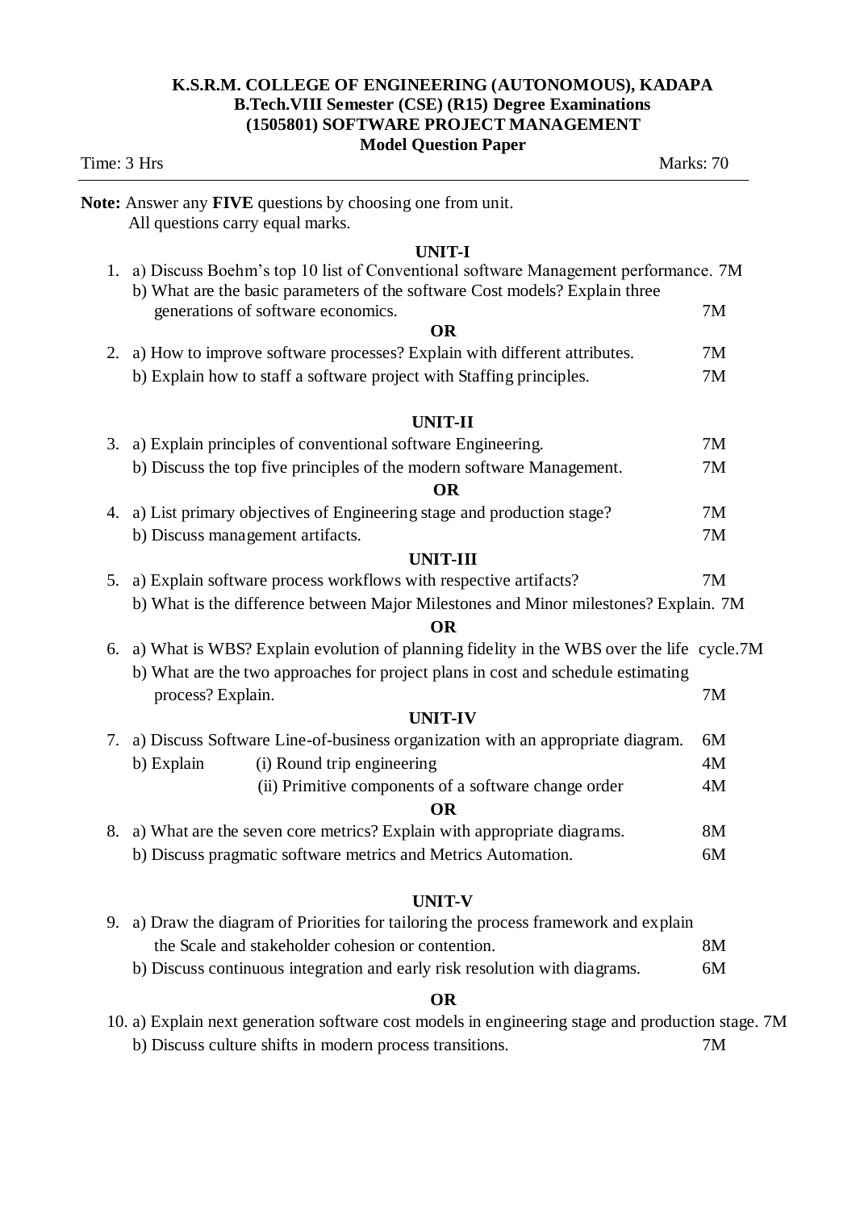# K.S.R.M. COLLEGE OF ENGINEERING (AUTONOMOUS), KADAPA

## B.Tech.VIII Semester (CSE) (R15) Degree Examinations

## (1505801) SOFTWARE PROJECT MANAGEMENT

### Model Question Paper

Time: 3 Hrs                                                                                                    Marks: 70

**Note:** Answer any **FIVE** questions by choosing one from unit.
All questions carry equal marks.

### UNIT-I

1. a) Discuss Boehm's top 10 list of Conventional software Management performance. 7M
   b) What are the basic parameters of the software Cost models? Explain three generations of software economics. 7M

**OR**

2. a) How to improve software processes? Explain with different attributes. 7M
   b) Explain how to staff a software project with Staffing principles. 7M

### UNIT-II

3. a) Explain principles of conventional software Engineering. 7M
   b) Discuss the top five principles of the modern software Management. 7M

**OR**

4. a) List primary objectives of Engineering stage and production stage? 7M
   b) Discuss management artifacts. 7M

### UNIT-III

5. a) Explain software process workflows with respective artifacts? 7M
   b) What is the difference between Major Milestones and Minor milestones? Explain. 7M

**OR**

6. a) What is WBS? Explain evolution of planning fidelity in the WBS over the life cycle.7M
   b) What are the two approaches for project plans in cost and schedule estimating process? Explain. 7M

### UNIT-IV

7. a) Discuss Software Line-of-business organization with an appropriate diagram. 6M
   b) Explain (i) Round trip engineering 4M
   (ii) Primitive components of a software change order 4M

**OR**

8. a) What are the seven core metrics? Explain with appropriate diagrams. 8M
   b) Discuss pragmatic software metrics and Metrics Automation. 6M

### UNIT-V

9. a) Draw the diagram of Priorities for tailoring the process framework and explain the Scale and stakeholder cohesion or contention. 8M
   b) Discuss continuous integration and early risk resolution with diagrams. 6M

**OR**

10. a) Explain next generation software cost models in engineering stage and production stage. 7M
    b) Discuss culture shifts in modern process transitions. 7M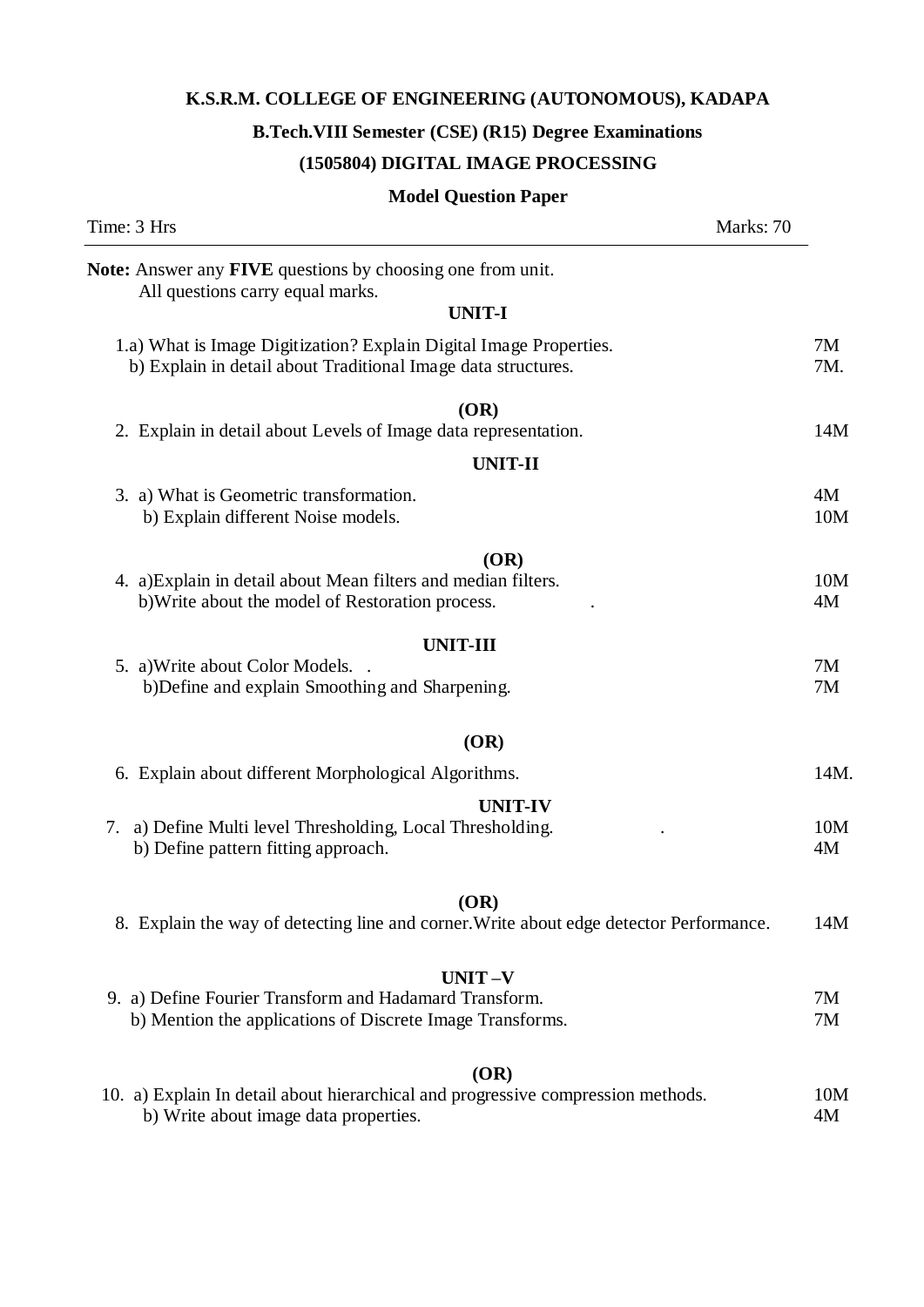**K.S.R.M. COLLEGE OF ENGINEERING (AUTONOMOUS), KADAPA**

**B.Tech.VIII Semester (CSE) (R15) Degree Examinations**

**(1505804) DIGITAL IMAGE PROCESSING**

**Model Question Paper**

Time: 3 Hrs Marks: 70

**Note:** Answer any **FIVE** questions by choosing one from unit.
All questions carry equal marks.

**UNIT-I**

1.a) What is Image Digitization? Explain Digital Image Properties. 7M
b) Explain in detail about Traditional Image data structures. 7M.

**(OR)**

2. Explain in detail about Levels of Image data representation. 14M

**UNIT-II**

3. a) What is Geometric transformation. 4M
b) Explain different Noise models. 10M

**(OR)**

4. a)Explain in detail about Mean filters and median filters. 10M
b)Write about the model of Restoration process. . 4M

**UNIT-III**

5. a)Write about Color Models. . 7M
b)Define and explain Smoothing and Sharpening. 7M

**(OR)**

6. Explain about different Morphological Algorithms. 14M.

**UNIT-IV**

7. a) Define Multi level Thresholding, Local Thresholding. . 10M
b) Define pattern fitting approach. 4M

**(OR)**

8. Explain the way of detecting line and corner.Write about edge detector Performance. 14M

**UNIT –V**

9. a) Define Fourier Transform and Hadamard Transform. 7M
b) Mention the applications of Discrete Image Transforms. 7M

**(OR)**

10. a) Explain In detail about hierarchical and progressive compression methods. 10M
b) Write about image data properties. 4M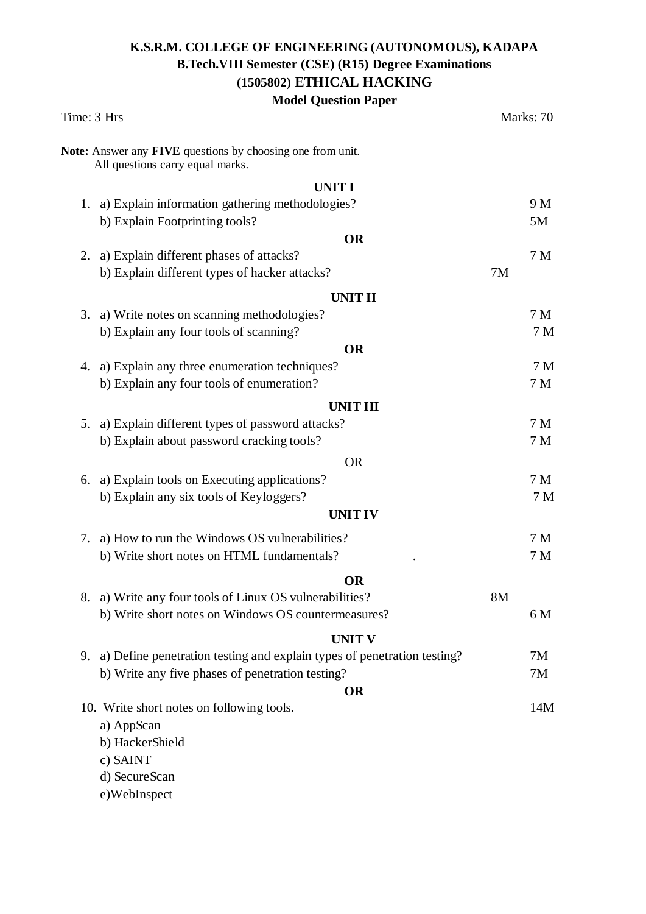# K.S.R.M. COLLEGE OF ENGINEERING (AUTONOMOUS), KADAPA

## B.Tech.VIII Semester (CSE) (R15) Degree Examinations

## (1505802) ETHICAL HACKING

### Model Question Paper

Time: 3 Hrs Marks: 70

**Note:** Answer any **FIVE** questions by choosing one from unit.
All questions carry equal marks.

**UNIT I**

1. a) Explain information gathering methodologies? 9 M
   b) Explain Footprinting tools? 5M

**OR**

2. a) Explain different phases of attacks? 7 M
   b) Explain different types of hacker attacks? 7M

**UNIT II**

3. a) Write notes on scanning methodologies? 7 M
   b) Explain any four tools of scanning? 7 M

**OR**

4. a) Explain any three enumeration techniques? 7 M
   b) Explain any four tools of enumeration? 7 M

**UNIT III**

5. a) Explain different types of password attacks? 7 M
   b) Explain about password cracking tools? 7 M

OR

6. a) Explain tools on Executing applications? 7 M
   b) Explain any six tools of Keyloggers? 7 M

**UNIT IV**

7. a) How to run the Windows OS vulnerabilities? 7 M
   b) Write short notes on HTML fundamentals? . 7 M

**OR**

8. a) Write any four tools of Linux OS vulnerabilities? 8M
   b) Write short notes on Windows OS countermeasures? 6 M

**UNIT V**

9. a) Define penetration testing and explain types of penetration testing? 7M
   b) Write any five phases of penetration testing? 7M

**OR**

10. Write short notes on following tools. 14M
    a) AppScan
    b) HackerShield
    c) SAINT
    d) SecureScan
    e)WebInspect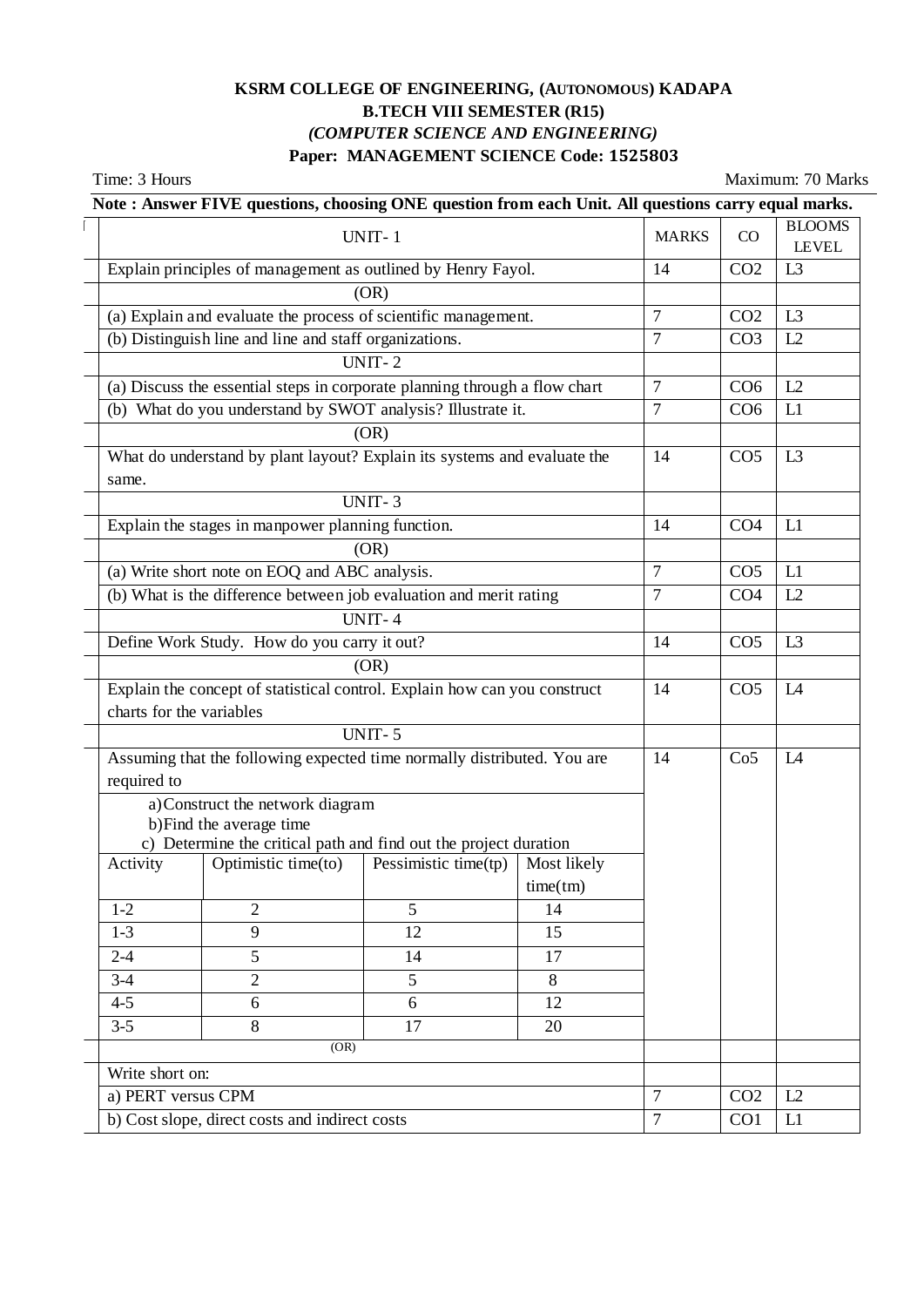**KSRM COLLEGE OF ENGINEERING, (AUTONOMOUS) KADAPA**
**B.TECH VIII SEMESTER (R15)**
***(COMPUTER SCIENCE AND ENGINEERING)***
**Paper: MANAGEMENT SCIENCE Code: 1525803**

Time: 3 Hours                                                                 Maximum: 70 Marks

**Note : Answer FIVE questions, choosing ONE question from each Unit. All questions carry equal marks.**

| UNIT- 1 | MARKS | CO | BLOOMS LEVEL |
|---|---|---|---|
| Explain principles of management as outlined by Henry Fayol. | 14 | CO2 | L3 |
| (OR) | | | |
| (a) Explain and evaluate the process of scientific management. | 7 | CO2 | L3 |
| (b) Distinguish line and line and staff organizations. | 7 | CO3 | L2 |
| UNIT- 2 | | | |
| (a) Discuss the essential steps in corporate planning through a flow chart | 7 | CO6 | L2 |
| (b) What do you understand by SWOT analysis? Illustrate it. | 7 | CO6 | L1 |
| (OR) | | | |
| What do understand by plant layout? Explain its systems and evaluate the same. | 14 | CO5 | L3 |
| UNIT- 3 | | | |
| Explain the stages in manpower planning function. | 14 | CO4 | L1 |
| (OR) | | | |
| (a) Write short note on EOQ and ABC analysis. | 7 | CO5 | L1 |
| (b) What is the difference between job evaluation and merit rating | 7 | CO4 | L2 |
| UNIT- 4 | | | |
| Define Work Study. How do you carry it out? | 14 | CO5 | L3 |
| (OR) | | | |
| Explain the concept of statistical control. Explain how can you construct charts for the variables | 14 | CO5 | L4 |
| UNIT- 5 | | | |
| Assuming that the following expected time normally distributed. You are required to<br>a) Construct the network diagram<br>b) Find the average time<br>c) Determine the critical path and find out the project duration | 14 | Co5 | L4 |

| Activity | Optimistic time(to) | Pessimistic time(tp) | Most likely time(tm) |
|---|---|---|---|
| 1-2 | 2 | 5 | 14 |
| 1-3 | 9 | 12 | 15 |
| 2-4 | 5 | 14 | 17 |
| 3-4 | 2 | 5 | 8 |
| 4-5 | 6 | 6 | 12 |
| 3-5 | 8 | 17 | 20 |

| (OR) | | | |
|---|---|---|---|
| Write short on: | | | |
| a) PERT versus CPM | 7 | CO2 | L2 |
| b) Cost slope, direct costs and indirect costs | 7 | CO1 | L1 |